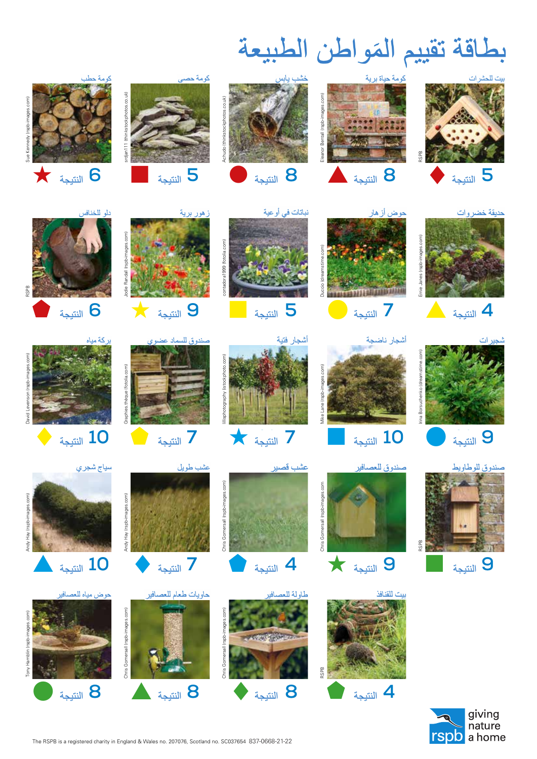# بطاقة تقييم المَواطن الطبيعة

| | | | | |
|---|---|---|---|---|
| بيت للحشرات — النتيجة 5 | كومة حياة برية — النتيجة 8 | خشب يابس — النتيجة 8 | كومة حصى — النتيجة 5 | كومة حطب — النتيجة 6 |
| حديقة خضروات — النتيجة 4 | حوض أزهار — النتيجة 7 | نباتات في أوعية — النتيجة 5 | زهور برية — النتيجة 9 | دلو للخنافس — النتيجة 6 |
| شجيرات — النتيجة 9 | أشجار ناضجة — النتيجة 10 | أشجار فتية — النتيجة 7 | صندوق للسماد عضوي — النتيجة 7 | بركة مياه — النتيجة 10 |
| صندوق للوطاويط — النتيجة 9 | صندوق للعصافير — النتيجة 9 | عشب قصير — النتيجة 4 | عشب طويل — النتيجة 7 | سياج شجري — النتيجة 10 |
| | بيت للقنافذ — النتيجة 4 | طاولة للعصافير — النتيجة 8 | حاويات طعام للعصافير — النتيجة 8 | حوض مياه للعصافير — النتيجة 8 |

Photo credits: Sue Kennedy (rspb-images.com); srdjan111 (thinkstockphotos.co.uk); Achudo (thinkstockphotos.co.uk); Eleanor Bentall (rspb-images.com); RSPB; RSPB; Jodie Randall (rspb-images.com); contadora1999 (fotolia.com); Ducio (dreamstime.com); Ernie Janes (rspb-images.com); David Levenson (rspb-images.com); Graphies.thèque (fotolia.com); lillisphotography (istockphoto.com); Mike Lane (rspb-images.com); Irina Borsuchenko (dreamstime.com); Andy Hay (rspb-images.com); Andy Hay (rspb-images.com); Chris Gomersall (rspb-images.com); Chris Gomersall (rspb-images.com); RSPB; Tony Hamblin (rspb-images.com); Chris Gomersall (rspb-images.com); Chris Gomersall (rspb-images.com); RSPB

rspb giving nature a home

The RSPB is a registered charity in England & Wales no. 207076, Scotland no. SC037654 837-0668-21-22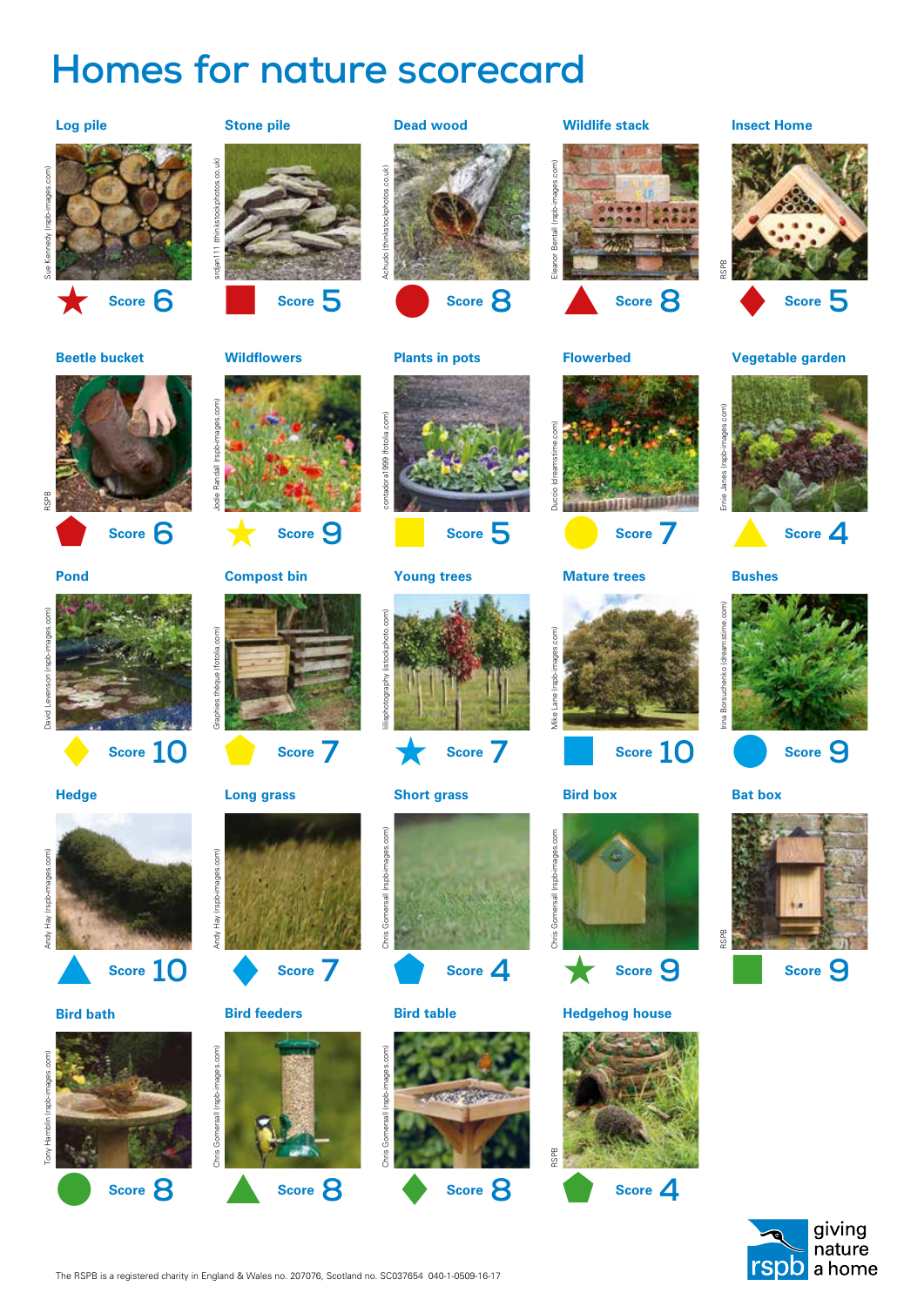# Homes for nature scorecard

**Log pile**

Sue Kennedy (rspb-images.com)

Score 6

**Stone pile**

srdjan111 (thinkstockphotos.co.uk)

Score 5

**Dead wood**

Achudo (thinkstockphotos.co.uk)

Score 8

**Wildlife stack**

Eleanor Bentall (rspb-images.com)

Score 8

**Insect Home**

RSPB

Score 5

**Beetle bucket**

RSPB

Score 6

**Wildflowers**

Jodie Randall (rspb-images.com)

Score 9

**Plants in pots**

contadora1999 (fotolia.com)

Score 5

**Flowerbed**

Duccio (dreamstime.com)

Score 7

**Vegetable garden**

Ernie Janes (rspb-images.com)

Score 4

**Pond**

David Levenson (rspb-images.com)

Score 10

**Compost bin**

Graphies.thèque (fotolia.com)

Score 7

**Young trees**

lillisphotography (istockphoto.com)

Score 7

**Mature trees**

Mike Lane (rspb-images.com)

Score 10

**Bushes**

Irina Borsuchenko (dreamstime.com)

Score 9

**Hedge**

Andy Hay (rspb-images.com)

Score 10

**Long grass**

Andy Hay (rspb-images.com)

Score 7

**Short grass**

Chris Gomersall (rspb-images.com)

Score 4

**Bird box**

Chris Gomersall (rspb-images.com)

Score 9

**Bat box**

RSPB

Score 9

**Bird bath**

Tony Hamblin (rspb-images.com)

Score 8

**Bird feeders**

Chris Gomersall (rspb-images.com)

Score 8

**Bird table**

Chris Gomersall (rspb-images.com)

Score 8

**Hedgehog house**

RSPB

Score 4

rspb giving nature a home

The RSPB is a registered charity in England & Wales no. 207076, Scotland no. SC037654 040-1-0509-16-17